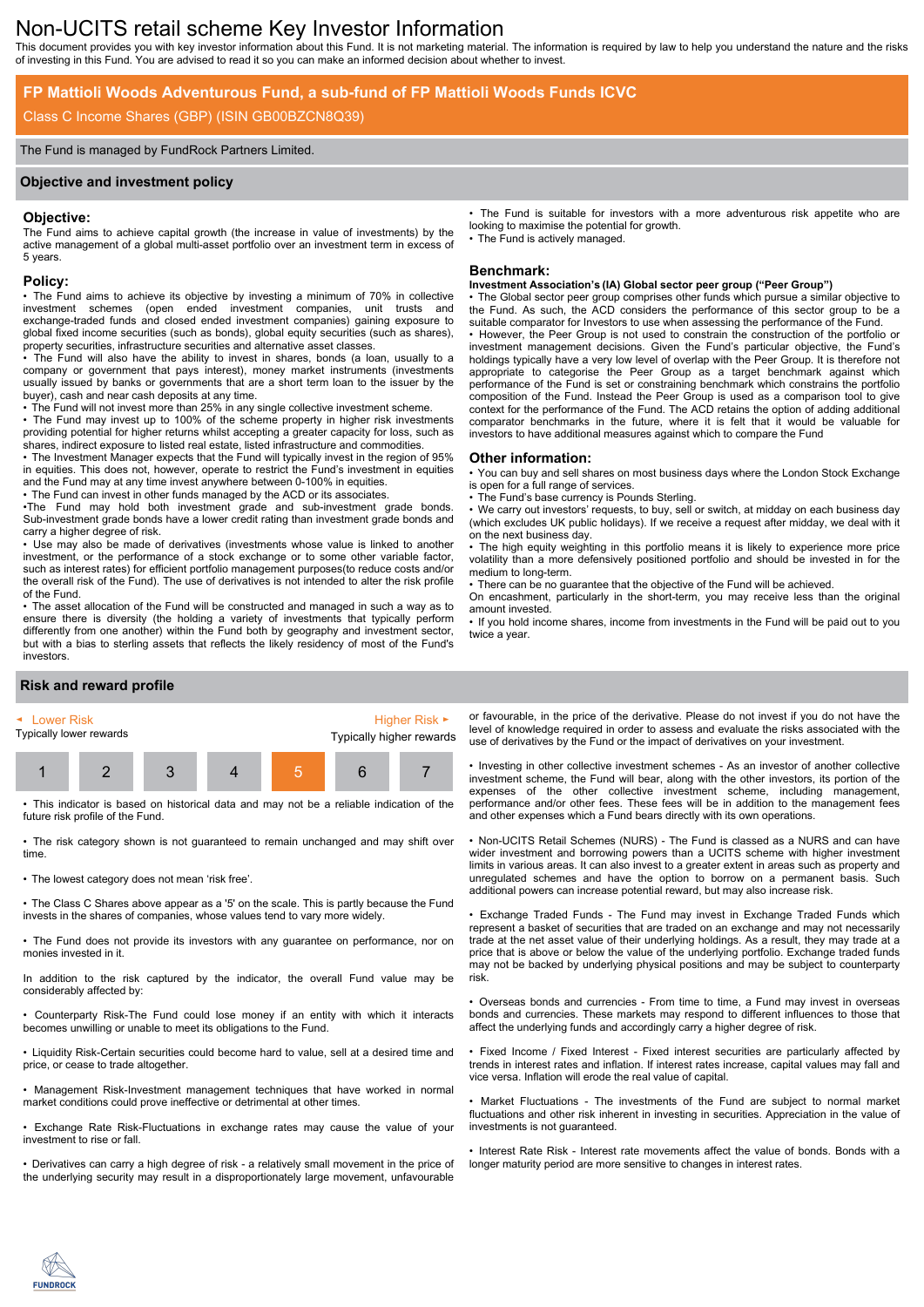# Non-UCITS retail scheme Key Investor Information

This document provides you with key investor information about this Fund. It is not marketing material. The information is required by law to help you understand the nature and the risks of investing in this Fund. You are advised to read it so you can make an informed decision about whether to invest.

## FP Mattioli Woods Adventurous Fund, a sub-fund of FP Mattioli Woods Funds ICVC

Class C Income Shares (GBP) (ISIN GB00BZCN8Q39)

The Fund is managed by FundRock Partners Limited.

## Objective and investment policy

### Objective:

The Fund aims to achieve capital growth (the increase in value of investments) by the active management of a global multi-asset portfolio over an investment term in excess of 5 years.

### Policy:

- The Fund aims to achieve its objective by investing a minimum of 70% in collective investment schemes (open ended investment companies, unit trusts and exchange-traded funds and closed ended investment companies) gaining exposure to global fixed income securities (such as bonds), global equity securities (such as shares), property securities, infrastructure securities and alternative asset classes.
- The Fund will also have the ability to invest in shares, bonds (a loan, usually to a company or government that pays interest), money market instruments (investments usually issued by banks or governments that are a short term loan to the issuer by the buyer), cash and near cash deposits at any time.
- The Fund will not invest more than 25% in any single collective investment scheme.
- The Fund may invest up to 100% of the scheme property in higher risk investments providing potential for higher returns whilst accepting a greater capacity for loss, such as shares, indirect exposure to listed real estate, listed infrastructure and commodities.
- The Investment Manager expects that the Fund will typically invest in the region of 95% in equities. This does not, however, operate to restrict the Fund's investment in equities and the Fund may at any time invest anywhere between 0-100% in equities.
- The Fund can invest in other funds managed by the ACD or its associates.
- The Fund may hold both investment grade and sub-investment grade bonds. Sub-investment grade bonds have a lower credit rating than investment grade bonds and carry a higher degree of risk.
- Use may also be made of derivatives (investments whose value is linked to another investment, or the performance of a stock exchange or to some other variable factor, such as interest rates) for efficient portfolio management purposes(to reduce costs and/or the overall risk of the Fund). The use of derivatives is not intended to alter the risk profile of the Fund.
- The asset allocation of the Fund will be constructed and managed in such a way as to ensure there is diversity (the holding a variety of investments that typically perform differently from one another) within the Fund both by geography and investment sector, but with a bias to sterling assets that reflects the likely residency of most of the Fund's investors.
- The Fund is suitable for investors with a more adventurous risk appetite who are looking to maximise the potential for growth.
- The Fund is actively managed.

### Benchmark:

**Investment Association's (IA) Global sector peer group ("Peer Group")**

- The Global sector peer group comprises other funds which pursue a similar objective to the Fund. As such, the ACD considers the performance of this sector group to be a suitable comparator for Investors to use when assessing the performance of the Fund.
- However, the Peer Group is not used to constrain the construction of the portfolio or investment management decisions. Given the Fund's particular objective, the Fund's holdings typically have a very low level of overlap with the Peer Group. It is therefore not appropriate to categorise the Peer Group as a target benchmark against which performance of the Fund is set or constraining benchmark which constrains the portfolio composition of the Fund. Instead the Peer Group is used as a comparison tool to give context for the performance of the Fund. The ACD retains the option of adding additional comparator benchmarks in the future, where it is felt that it would be valuable for investors to have additional measures against which to compare the Fund

### Other information:

- You can buy and sell shares on most business days where the London Stock Exchange is open for a full range of services.
- The Fund's base currency is Pounds Sterling.
- We carry out investors' requests, to buy, sell or switch, at midday on each business day (which excludes UK public holidays). If we receive a request after midday, we deal with it on the next business day.
- The high equity weighting in this portfolio means it is likely to experience more price volatility than a more defensively positioned portfolio and should be invested in for the medium to long-term.
- There can be no guarantee that the objective of the Fund will be achieved.

On encashment, particularly in the short-term, you may receive less than the original amount invested.

- If you hold income shares, income from investments in the Fund will be paid out to you twice a year.

## Risk and reward profile

| ◄ Lower Risk<br>Typically lower rewards | | | | | | Higher Risk ►<br>Typically higher rewards |
|---|---|---|---|---|---|---|
| 1 | 2 | 3 | 4 | **5** | 6 | 7 |

- This indicator is based on historical data and may not be a reliable indication of the future risk profile of the Fund.
- The risk category shown is not guaranteed to remain unchanged and may shift over time.
- The lowest category does not mean 'risk free'.
- The Class C Shares above appear as a '5' on the scale. This is partly because the Fund invests in the shares of companies, whose values tend to vary more widely.
- The Fund does not provide its investors with any guarantee on performance, nor on monies invested in it.

In addition to the risk captured by the indicator, the overall Fund value may be considerably affected by:

- Counterparty Risk-The Fund could lose money if an entity with which it interacts becomes unwilling or unable to meet its obligations to the Fund.
- Liquidity Risk-Certain securities could become hard to value, sell at a desired time and price, or cease to trade altogether.
- Management Risk-Investment management techniques that have worked in normal market conditions could prove ineffective or detrimental at other times.
- Exchange Rate Risk-Fluctuations in exchange rates may cause the value of your investment to rise or fall.
- Derivatives can carry a high degree of risk - a relatively small movement in the price of the underlying security may result in a disproportionately large movement, unfavourable or favourable, in the price of the derivative. Please do not invest if you do not have the level of knowledge required in order to assess and evaluate the risks associated with the use of derivatives by the Fund or the impact of derivatives on your investment.
- Investing in other collective investment schemes - As an investor of another collective investment scheme, the Fund will bear, along with the other investors, its portion of the expenses of the other collective investment scheme, including management, performance and/or other fees. These fees will be in addition to the management fees and other expenses which a Fund bears directly with its own operations.
- Non-UCITS Retail Schemes (NURS) - The Fund is classed as a NURS and can have wider investment and borrowing powers than a UCITS scheme with higher investment limits in various areas. It can also invest to a greater extent in areas such as property and unregulated schemes and have the option to borrow on a permanent basis. Such additional powers can increase potential reward, but may also increase risk.
- Exchange Traded Funds - The Fund may invest in Exchange Traded Funds which represent a basket of securities that are traded on an exchange and may not necessarily trade at the net asset value of their underlying holdings. As a result, they may trade at a price that is above or below the value of the underlying portfolio. Exchange traded funds may not be backed by underlying physical positions and may be subject to counterparty risk.
- Overseas bonds and currencies - From time to time, a Fund may invest in overseas bonds and currencies. These markets may respond to different influences to those that affect the underlying funds and accordingly carry a higher degree of risk.
- Fixed Income / Fixed Interest - Fixed interest securities are particularly affected by trends in interest rates and inflation. If interest rates increase, capital values may fall and vice versa. Inflation will erode the real value of capital.
- Market Fluctuations - The investments of the Fund are subject to normal market fluctuations and other risk inherent in investing in securities. Appreciation in the value of investments is not guaranteed.
- Interest Rate Risk - Interest rate movements affect the value of bonds. Bonds with a longer maturity period are more sensitive to changes in interest rates.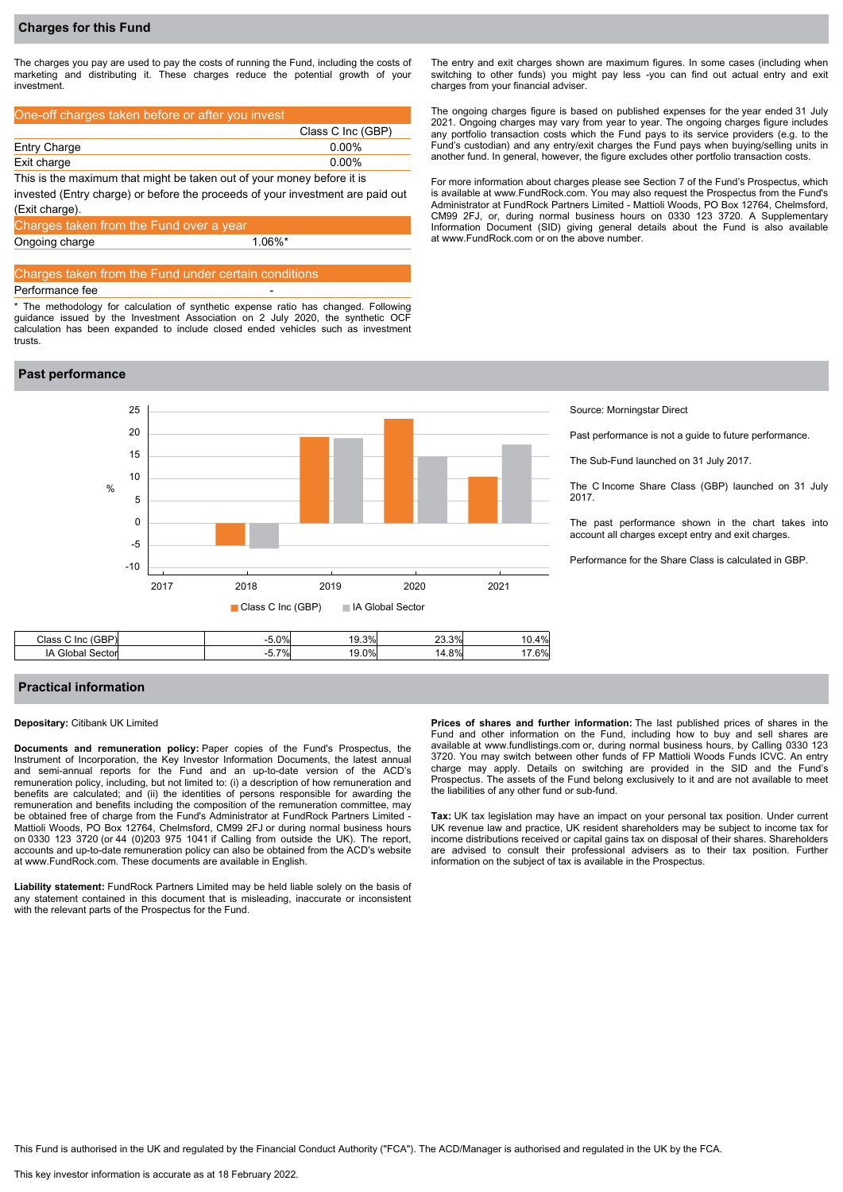## Charges for this Fund

The charges you pay are used to pay the costs of running the Fund, including the costs of marketing and distributing it. These charges reduce the potential growth of your investment.

| One-off charges taken before or after you invest | |
|---|---|
| | Class C Inc (GBP) |
| Entry Charge | 0.00% |
| Exit charge | 0.00% |

This is the maximum that might be taken out of your money before it is invested (Entry charge) or before the proceeds of your investment are paid out (Exit charge).

| Charges taken from the Fund over a year | |
|---|---|
| Ongoing charge | 1.06%* |

| Charges taken from the Fund under certain conditions | |
|---|---|
| Performance fee | - |

* The methodology for calculation of synthetic expense ratio has changed. Following guidance issued by the Investment Association on 2 July 2020, the synthetic OCF calculation has been expanded to include closed ended vehicles such as investment trusts.

The entry and exit charges shown are maximum figures. In some cases (including when switching to other funds) you might pay less -you can find out actual entry and exit charges from your financial adviser.

The ongoing charges figure is based on published expenses for the year ended 31 July 2021. Ongoing charges may vary from year to year. The ongoing charges figure includes any portfolio transaction costs which the Fund pays to its service providers (e.g. to the Fund's custodian) and any entry/exit charges the Fund pays when buying/selling units in another fund. In general, however, the figure excludes other portfolio transaction costs.

For more information about charges please see Section 7 of the Fund's Prospectus, which is available at www.FundRock.com. You may also request the Prospectus from the Fund's Administrator at FundRock Partners Limited - Mattioli Woods, PO Box 12764, Chelmsford, CM99 2FJ, or, during normal business hours on 0330 123 3720. A Supplementary Information Document (SID) giving general details about the Fund is also available at www.FundRock.com or on the above number.

## Past performance

25
20
15
10
5
0
-5
-10
%
2017
2018
2019
2020
2021
Class C Inc (GBP)
IA Global Sector

| | 2017 | 2018 | 2019 | 2020 | 2021 |
|---|---|---|---|---|---|
| Class C Inc (GBP) | | -5.0% | 19.3% | 23.3% | 10.4% |
| IA Global Sector | | -5.7% | 19.0% | 14.8% | 17.6% |

Source: Morningstar Direct

Past performance is not a guide to future performance.

The Sub-Fund launched on 31 July 2017.

The C Income Share Class (GBP) launched on 31 July 2017.

The past performance shown in the chart takes into account all charges except entry and exit charges.

Performance for the Share Class is calculated in GBP.

## Practical information

**Depositary:** Citibank UK Limited

**Documents and remuneration policy:** Paper copies of the Fund's Prospectus, the Instrument of Incorporation, the Key Investor Information Documents, the latest annual and semi-annual reports for the Fund and an up-to-date version of the ACD's remuneration policy, including, but not limited to: (i) a description of how remuneration and benefits are calculated; and (ii) the identities of persons responsible for awarding the remuneration and benefits including the composition of the remuneration committee, may be obtained free of charge from the Fund's Administrator at FundRock Partners Limited - Mattioli Woods, PO Box 12764, Chelmsford, CM99 2FJ during normal business hours on 0330 123 3720 (or 44 (0)203 975 1041 if Calling from outside the UK). The report, accounts and up-to-date remuneration policy can also be obtained from the ACD's website at www.FundRock.com. These documents are available in English.

**Liability statement:** FundRock Partners Limited may be held liable solely on the basis of any statement contained in this document that is misleading, inaccurate or inconsistent with the relevant parts of the Prospectus for the Fund.

**Prices of shares and further information:** The last published prices of shares in the Fund and other information on the Fund, including how to buy and sell shares are available at www.fundlistings.com or, during normal business hours, by Calling 0330 123 3720. You may switch between other funds of FP Mattioli Woods Funds ICVC. An entry charge may apply. Details on switching are provided in the SID and the Fund's Prospectus. The assets of the Fund belong exclusively to it and are not available to meet the liabilities of any other fund or sub-fund.

**Tax:** UK tax legislation may have an impact on your personal tax position. Under current UK revenue law and practice, UK resident shareholders may be subject to income tax for income distributions received or capital gains tax on disposal of their shares. Shareholders are advised to consult their professional advisers as to their tax position. Further information on the subject of tax is available in the Prospectus.

This Fund is authorised in the UK and regulated by the Financial Conduct Authority ("FCA"). The ACD/Manager is authorised and regulated in the UK by the FCA.

This key investor information is accurate as at 18 February 2022.